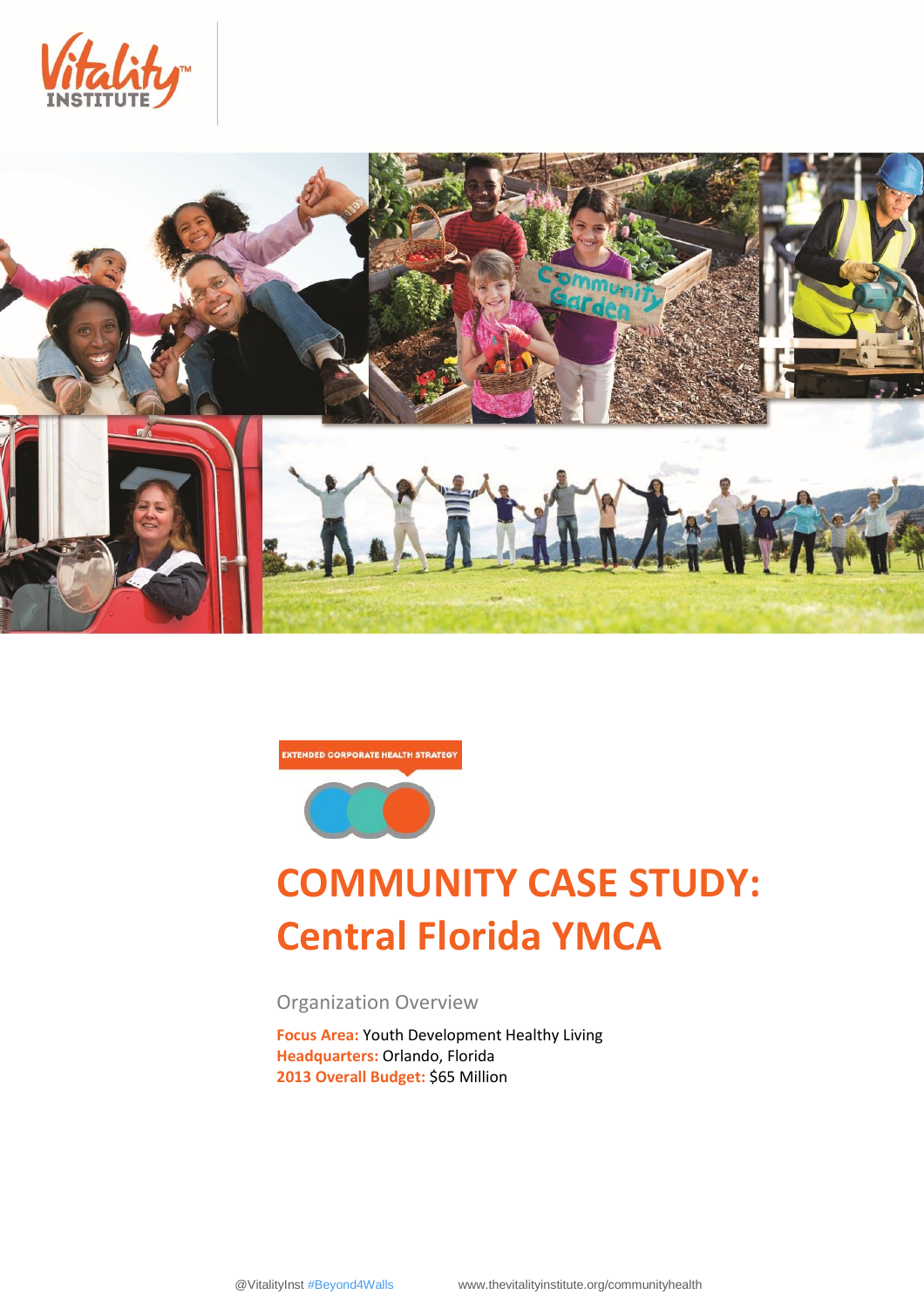EXTENDED CORPORATE HEALTH STRATEGY

# COMMUNITY CASE STUDY: Central Florida YMCA

## Organization Overview

**Focus Area:** Youth Development Healthy Living
**Headquarters:** Orlando, Florida
**2013 Overall Budget:** $65 Million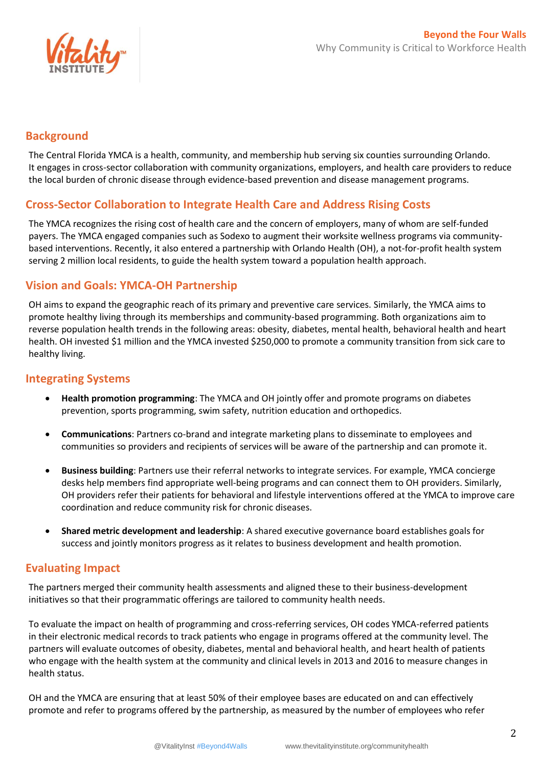## Background

The Central Florida YMCA is a health, community, and membership hub serving six counties surrounding Orlando. It engages in cross-sector collaboration with community organizations, employers, and health care providers to reduce the local burden of chronic disease through evidence-based prevention and disease management programs.

## Cross-Sector Collaboration to Integrate Health Care and Address Rising Costs

The YMCA recognizes the rising cost of health care and the concern of employers, many of whom are self-funded payers. The YMCA engaged companies such as Sodexo to augment their worksite wellness programs via community-based interventions. Recently, it also entered a partnership with Orlando Health (OH), a not-for-profit health system serving 2 million local residents, to guide the health system toward a population health approach.

## Vision and Goals: YMCA-OH Partnership

OH aims to expand the geographic reach of its primary and preventive care services. Similarly, the YMCA aims to promote healthy living through its memberships and community-based programming. Both organizations aim to reverse population health trends in the following areas: obesity, diabetes, mental health, behavioral health and heart health. OH invested $1 million and the YMCA invested $250,000 to promote a community transition from sick care to healthy living.

## Integrating Systems

- **Health promotion programming**: The YMCA and OH jointly offer and promote programs on diabetes prevention, sports programming, swim safety, nutrition education and orthopedics.
- **Communications**: Partners co-brand and integrate marketing plans to disseminate to employees and communities so providers and recipients of services will be aware of the partnership and can promote it.
- **Business building**: Partners use their referral networks to integrate services. For example, YMCA concierge desks help members find appropriate well-being programs and can connect them to OH providers. Similarly, OH providers refer their patients for behavioral and lifestyle interventions offered at the YMCA to improve care coordination and reduce community risk for chronic diseases.
- **Shared metric development and leadership**: A shared executive governance board establishes goals for success and jointly monitors progress as it relates to business development and health promotion.

## Evaluating Impact

The partners merged their community health assessments and aligned these to their business-development initiatives so that their programmatic offerings are tailored to community health needs.

To evaluate the impact on health of programming and cross-referring services, OH codes YMCA-referred patients in their electronic medical records to track patients who engage in programs offered at the community level. The partners will evaluate outcomes of obesity, diabetes, mental and behavioral health, and heart health of patients who engage with the health system at the community and clinical levels in 2013 and 2016 to measure changes in health status.

OH and the YMCA are ensuring that at least 50% of their employee bases are educated on and can effectively promote and refer to programs offered by the partnership, as measured by the number of employees who refer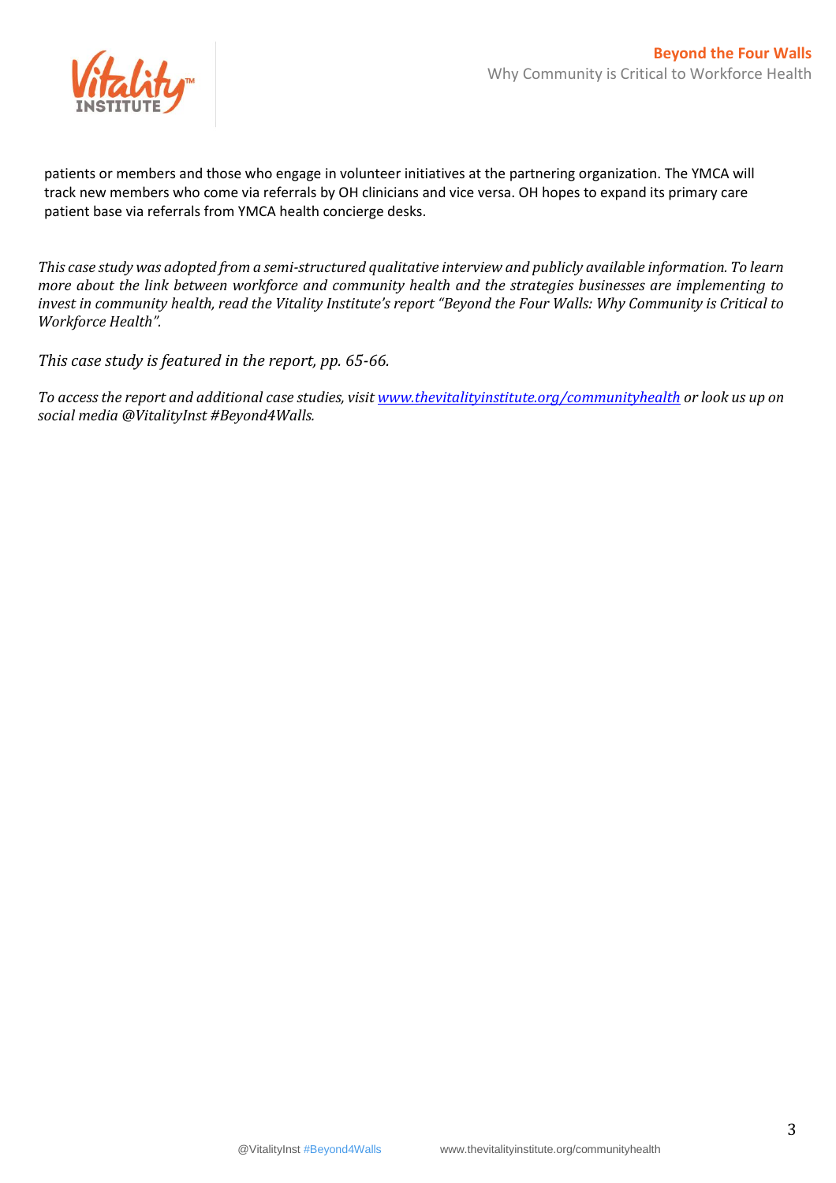patients or members and those who engage in volunteer initiatives at the partnering organization. The YMCA will track new members who come via referrals by OH clinicians and vice versa. OH hopes to expand its primary care patient base via referrals from YMCA health concierge desks.

*This case study was adopted from a semi-structured qualitative interview and publicly available information. To learn more about the link between workforce and community health and the strategies businesses are implementing to invest in community health, read the Vitality Institute's report "Beyond the Four Walls: Why Community is Critical to Workforce Health".*

*This case study is featured in the report, pp. 65-66.*

*To access the report and additional case studies, visit [www.thevitalityinstitute.org/communityhealth](http://www.thevitalityinstitute.org/communityhealth) or look us up on social media @VitalityInst #Beyond4Walls.*